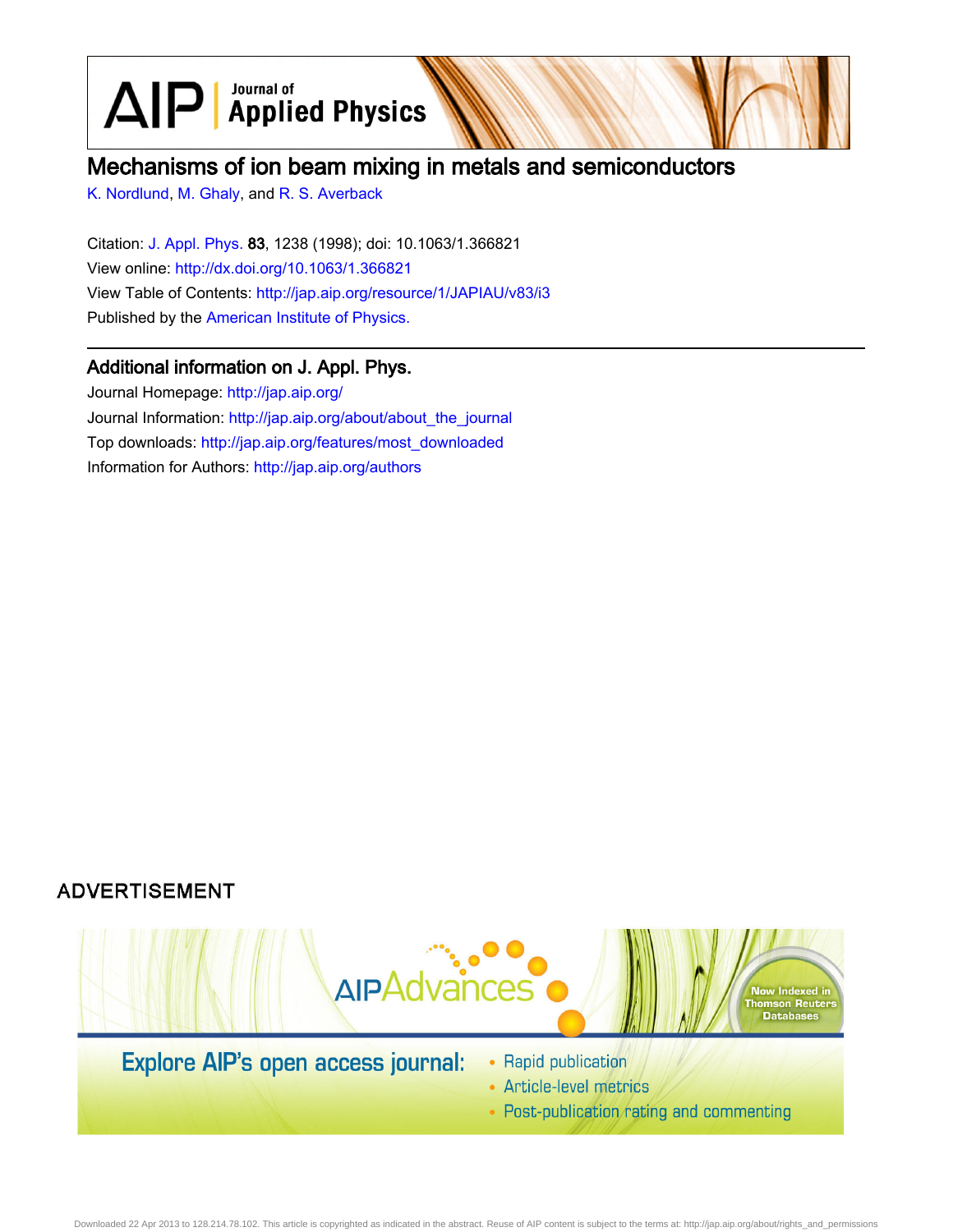# Mechanisms of ion beam mixing in metals and semiconductors

K. Nordlund, M. Ghaly, and R. S. Averback

Citation: J. Appl. Phys. **83**, 1238 (1998); doi: 10.1063/1.366821

View online: http://dx.doi.org/10.1063/1.366821

View Table of Contents: http://jap.aip.org/resource/1/JAPIAU/v83/i3

Published by the American Institute of Physics.

## Additional information on J. Appl. Phys.

Journal Homepage: http://jap.aip.org/

Journal Information: http://jap.aip.org/about/about_the_journal

Top downloads: http://jap.aip.org/features/most_downloaded

Information for Authors: http://jap.aip.org/authors

ADVERTISEMENT

AIPAdvances

Now Indexed in Thomson Reuters Databases

Explore AIP's open access journal:

- Rapid publication
- Article-level metrics
- Post-publication rating and commenting

Downloaded 22 Apr 2013 to 128.214.78.102. This article is copyrighted as indicated in the abstract. Reuse of AIP content is subject to the terms at: http://jap.aip.org/about/rights_and_permissions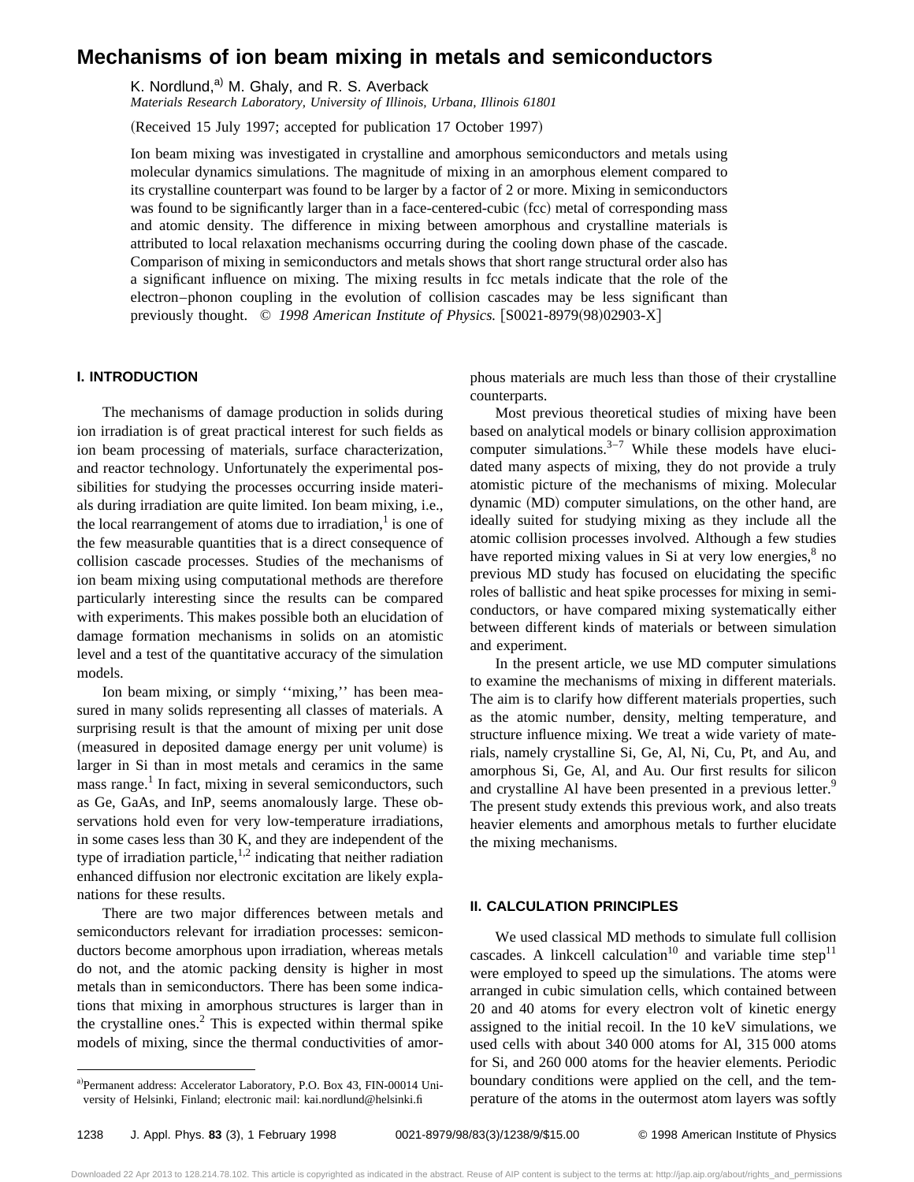# Mechanisms of ion beam mixing in metals and semiconductors

K. Nordlund,[a] M. Ghaly, and R. S. Averback

*Materials Research Laboratory, University of Illinois, Urbana, Illinois 61801*

(Received 15 July 1997; accepted for publication 17 October 1997)

Ion beam mixing was investigated in crystalline and amorphous semiconductors and metals using molecular dynamics simulations. The magnitude of mixing in an amorphous element compared to its crystalline counterpart was found to be larger by a factor of 2 or more. Mixing in semiconductors was found to be significantly larger than in a face-centered-cubic (fcc) metal of corresponding mass and atomic density. The difference in mixing between amorphous and crystalline materials is attributed to local relaxation mechanisms occurring during the cooling down phase of the cascade. Comparison of mixing in semiconductors and metals shows that short range structural order also has a significant influence on mixing. The mixing results in fcc metals indicate that the role of the electron–phonon coupling in the evolution of collision cascades may be less significant than previously thought. © *1998 American Institute of Physics.* [S0021-8979(98)02903-X]

## I. INTRODUCTION

The mechanisms of damage production in solids during ion irradiation is of great practical interest for such fields as ion beam processing of materials, surface characterization, and reactor technology. Unfortunately the experimental possibilities for studying the processes occurring inside materials during irradiation are quite limited. Ion beam mixing, i.e., the local rearrangement of atoms due to irradiation,[1] is one of the few measurable quantities that is a direct consequence of collision cascade processes. Studies of the mechanisms of ion beam mixing using computational methods are therefore particularly interesting since the results can be compared with experiments. This makes possible both an elucidation of damage formation mechanisms in solids on an atomistic level and a test of the quantitative accuracy of the simulation models.

Ion beam mixing, or simply ''mixing,'' has been measured in many solids representing all classes of materials. A surprising result is that the amount of mixing per unit dose (measured in deposited damage energy per unit volume) is larger in Si than in most metals and ceramics in the same mass range.[1] In fact, mixing in several semiconductors, such as Ge, GaAs, and InP, seems anomalously large. These observations hold even for very low-temperature irradiations, in some cases less than 30 K, and they are independent of the type of irradiation particle,[1,2] indicating that neither radiation enhanced diffusion nor electronic excitation are likely explanations for these results.

There are two major differences between metals and semiconductors relevant for irradiation processes: semiconductors become amorphous upon irradiation, whereas metals do not, and the atomic packing density is higher in most metals than in semiconductors. There has been some indications that mixing in amorphous structures is larger than in the crystalline ones.[2] This is expected within thermal spike models of mixing, since the thermal conductivities of amorphous materials are much less than those of their crystalline counterparts.

Most previous theoretical studies of mixing have been based on analytical models or binary collision approximation computer simulations.[3–7] While these models have elucidated many aspects of mixing, they do not provide a truly atomistic picture of the mechanisms of mixing. Molecular dynamic (MD) computer simulations, on the other hand, are ideally suited for studying mixing as they include all the atomic collision processes involved. Although a few studies have reported mixing values in Si at very low energies,[8] no previous MD study has focused on elucidating the specific roles of ballistic and heat spike processes for mixing in semiconductors, or have compared mixing systematically either between different kinds of materials or between simulation and experiment.

In the present article, we use MD computer simulations to examine the mechanisms of mixing in different materials. The aim is to clarify how different materials properties, such as the atomic number, density, melting temperature, and structure influence mixing. We treat a wide variety of materials, namely crystalline Si, Ge, Al, Ni, Cu, Pt, and Au, and amorphous Si, Ge, Al, and Au. Our first results for silicon and crystalline Al have been presented in a previous letter.[9] The present study extends this previous work, and also treats heavier elements and amorphous metals to further elucidate the mixing mechanisms.

## II. CALCULATION PRINCIPLES

We used classical MD methods to simulate full collision cascades. A linkcell calculation[10] and variable time step[11] were employed to speed up the simulations. The atoms were arranged in cubic simulation cells, which contained between 20 and 40 atoms for every electron volt of kinetic energy assigned to the initial recoil. In the 10 keV simulations, we used cells with about 340 000 atoms for Al, 315 000 atoms for Si, and 260 000 atoms for the heavier elements. Periodic boundary conditions were applied on the cell, and the temperature of the atoms in the outermost atom layers was softly

[a] Permanent address: Accelerator Laboratory, P.O. Box 43, FIN-00014 University of Helsinki, Finland; electronic mail: kai.nordlund@helsinki.fi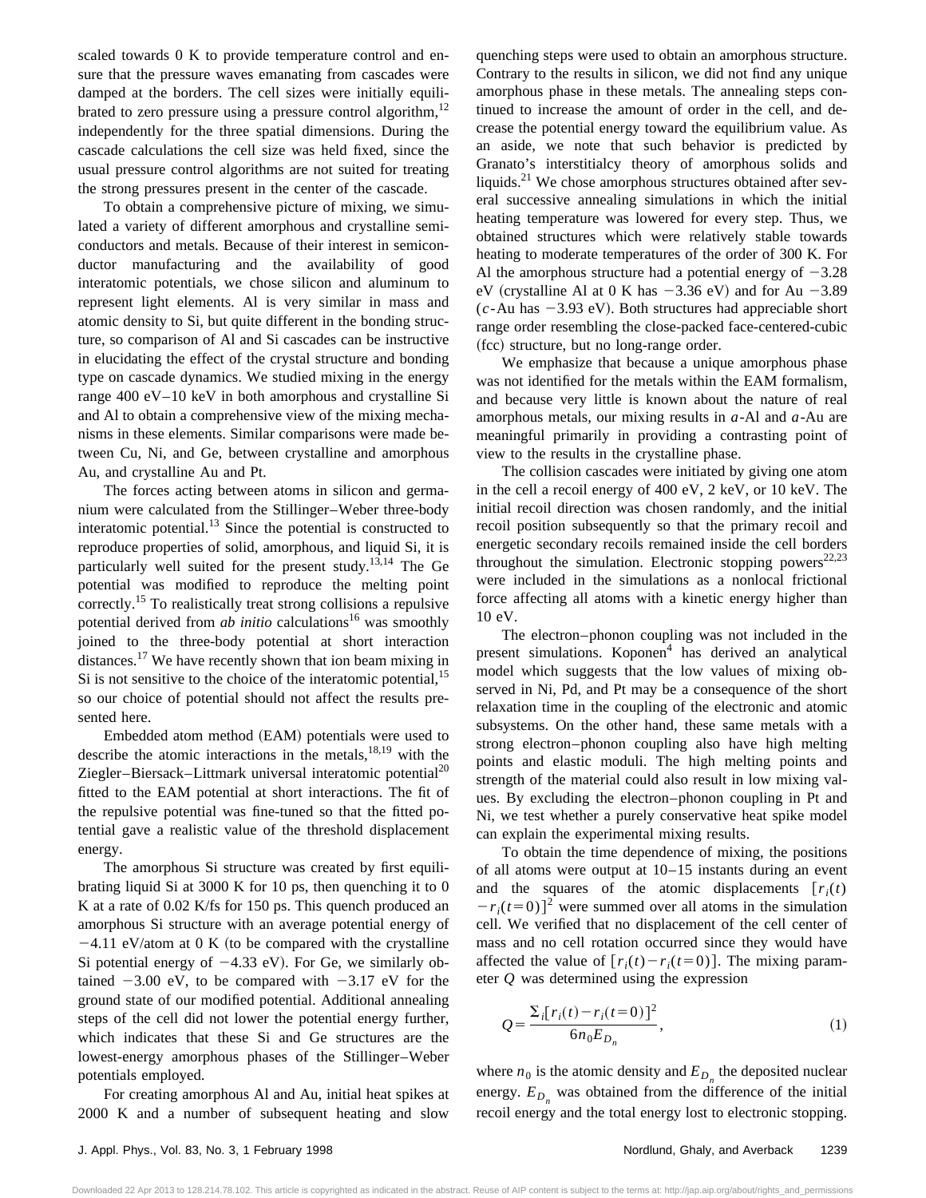scaled towards 0 K to provide temperature control and ensure that the pressure waves emanating from cascades were damped at the borders. The cell sizes were initially equilibrated to zero pressure using a pressure control algorithm,[12] independently for the three spatial dimensions. During the cascade calculations the cell size was held fixed, since the usual pressure control algorithms are not suited for treating the strong pressures present in the center of the cascade.

To obtain a comprehensive picture of mixing, we simulated a variety of different amorphous and crystalline semiconductors and metals. Because of their interest in semiconductor manufacturing and the availability of good interatomic potentials, we chose silicon and aluminum to represent light elements. Al is very similar in mass and atomic density to Si, but quite different in the bonding structure, so comparison of Al and Si cascades can be instructive in elucidating the effect of the crystal structure and bonding type on cascade dynamics. We studied mixing in the energy range 400 eV–10 keV in both amorphous and crystalline Si and Al to obtain a comprehensive view of the mixing mechanisms in these elements. Similar comparisons were made between Cu, Ni, and Ge, between crystalline and amorphous Au, and crystalline Au and Pt.

The forces acting between atoms in silicon and germanium were calculated from the Stillinger–Weber three-body interatomic potential.[13] Since the potential is constructed to reproduce properties of solid, amorphous, and liquid Si, it is particularly well suited for the present study.[13,14] The Ge potential was modified to reproduce the melting point correctly.[15] To realistically treat strong collisions a repulsive potential derived from *ab initio* calculations[16] was smoothly joined to the three-body potential at short interaction distances.[17] We have recently shown that ion beam mixing in Si is not sensitive to the choice of the interatomic potential,[15] so our choice of potential should not affect the results presented here.

Embedded atom method (EAM) potentials were used to describe the atomic interactions in the metals,[18,19] with the Ziegler–Biersack–Littmark universal interatomic potential[20] fitted to the EAM potential at short interactions. The fit of the repulsive potential was fine-tuned so that the fitted potential gave a realistic value of the threshold displacement energy.

The amorphous Si structure was created by first equilibrating liquid Si at 3000 K for 10 ps, then quenching it to 0 K at a rate of 0.02 K/fs for 150 ps. This quench produced an amorphous Si structure with an average potential energy of −4.11 eV/atom at 0 K (to be compared with the crystalline Si potential energy of −4.33 eV). For Ge, we similarly obtained −3.00 eV, to be compared with −3.17 eV for the ground state of our modified potential. Additional annealing steps of the cell did not lower the potential energy further, which indicates that these Si and Ge structures are the lowest-energy amorphous phases of the Stillinger–Weber potentials employed.

For creating amorphous Al and Au, initial heat spikes at 2000 K and a number of subsequent heating and slow quenching steps were used to obtain an amorphous structure. Contrary to the results in silicon, we did not find any unique amorphous phase in these metals. The annealing steps continued to increase the amount of order in the cell, and decrease the potential energy toward the equilibrium value. As an aside, we note that such behavior is predicted by Granato's interstitialcy theory of amorphous solids and liquids.[21] We chose amorphous structures obtained after several successive annealing simulations in which the initial heating temperature was lowered for every step. Thus, we obtained structures which were relatively stable towards heating to moderate temperatures of the order of 300 K. For Al the amorphous structure had a potential energy of −3.28 eV (crystalline Al at 0 K has −3.36 eV) and for Au −3.89 (*c*-Au has −3.93 eV). Both structures had appreciable short range order resembling the close-packed face-centered-cubic (fcc) structure, but no long-range order.

We emphasize that because a unique amorphous phase was not identified for the metals within the EAM formalism, and because very little is known about the nature of real amorphous metals, our mixing results in *a*-Al and *a*-Au are meaningful primarily in providing a contrasting point of view to the results in the crystalline phase.

The collision cascades were initiated by giving one atom in the cell a recoil energy of 400 eV, 2 keV, or 10 keV. The initial recoil direction was chosen randomly, and the initial recoil position subsequently so that the primary recoil and energetic secondary recoils remained inside the cell borders throughout the simulation. Electronic stopping powers[22,23] were included in the simulations as a nonlocal frictional force affecting all atoms with a kinetic energy higher than 10 eV.

The electron–phonon coupling was not included in the present simulations. Koponen[4] has derived an analytical model which suggests that the low values of mixing observed in Ni, Pd, and Pt may be a consequence of the short relaxation time in the coupling of the electronic and atomic subsystems. On the other hand, these same metals with a strong electron–phonon coupling also have high melting points and elastic moduli. The high melting points and strength of the material could also result in low mixing values. By excluding the electron–phonon coupling in Pt and Ni, we test whether a purely conservative heat spike model can explain the experimental mixing results.

To obtain the time dependence of mixing, the positions of all atoms were output at 10–15 instants during an event and the squares of the atomic displacements $[r_i(t) - r_i(t=0)]^2$ were summed over all atoms in the simulation cell. We verified that no displacement of the cell center of mass and no cell rotation occurred since they would have affected the value of $[r_i(t) - r_i(t=0)]$. The mixing parameter $Q$ was determined using the expression

$$Q = \frac{\sum_i [r_i(t) - r_i(t=0)]^2}{6 n_0 E_{D_n}}, \tag{1}$$

where $n_0$ is the atomic density and $E_{D_n}$ the deposited nuclear energy. $E_{D_n}$ was obtained from the difference of the initial recoil energy and the total energy lost to electronic stopping.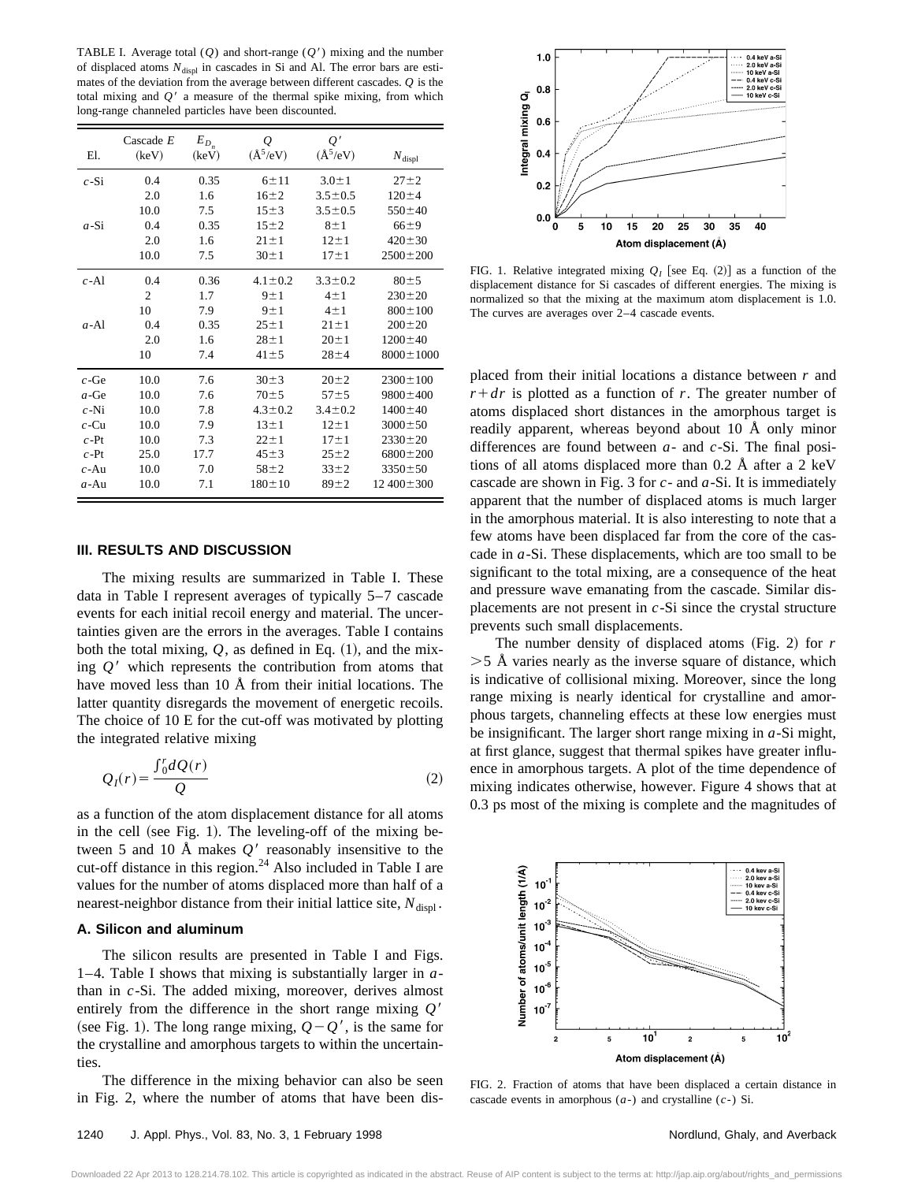TABLE I. Average total ($Q$) and short-range ($Q'$) mixing and the number of displaced atoms $N_{\rm displ}$ in cascades in Si and Al. The error bars are estimates of the deviation from the average between different cascades. $Q$ is the total mixing and $Q'$ a measure of the thermal spike mixing, from which long-range channeled particles have been discounted.

| El. | Cascade $E$ (keV) | $E_{D_n}$ (keV) | $Q$ (Å$^5$/eV) | $Q'$ (Å$^5$/eV) | $N_{\rm displ}$ |
|---|---|---|---|---|---|
| $c$-Si | 0.4 | 0.35 | 6±11 | 3.0±1 | 27±2 |
| | 2.0 | 1.6 | 16±2 | 3.5±0.5 | 120±4 |
| | 10.0 | 7.5 | 15±3 | 3.5±0.5 | 550±40 |
| $a$-Si | 0.4 | 0.35 | 15±2 | 8±1 | 66±9 |
| | 2.0 | 1.6 | 21±1 | 12±1 | 420±30 |
| | 10.0 | 7.5 | 30±1 | 17±1 | 2500±200 |
| $c$-Al | 0.4 | 0.36 | 4.1±0.2 | 3.3±0.2 | 80±5 |
| | 2 | 1.7 | 9±1 | 4±1 | 230±20 |
| | 10 | 7.9 | 9±1 | 4±1 | 800±100 |
| $a$-Al | 0.4 | 0.35 | 25±1 | 21±1 | 200±20 |
| | 2.0 | 1.6 | 28±1 | 20±1 | 1200±40 |
| | 10 | 7.4 | 41±5 | 28±4 | 8000±1000 |
| $c$-Ge | 10.0 | 7.6 | 30±3 | 20±2 | 2300±100 |
| $a$-Ge | 10.0 | 7.6 | 70±5 | 57±5 | 9800±400 |
| $c$-Ni | 10.0 | 7.8 | 4.3±0.2 | 3.4±0.2 | 1400±40 |
| $c$-Cu | 10.0 | 7.9 | 13±1 | 12±1 | 3000±50 |
| $c$-Pt | 10.0 | 7.3 | 22±1 | 17±1 | 2330±20 |
| $c$-Pt | 25.0 | 17.7 | 45±3 | 25±2 | 6800±200 |
| $c$-Au | 10.0 | 7.0 | 58±2 | 33±2 | 3350±50 |
| $a$-Au | 10.0 | 7.1 | 180±10 | 89±2 | 12 400±300 |

## III. RESULTS AND DISCUSSION

The mixing results are summarized in Table I. These data in Table I represent averages of typically 5–7 cascade events for each initial recoil energy and material. The uncertainties given are the errors in the averages. Table I contains both the total mixing, $Q$, as defined in Eq. (1), and the mixing $Q'$ which represents the contribution from atoms that have moved less than 10 Å from their initial locations. The latter quantity disregards the movement of energetic recoils. The choice of 10 E for the cut-off was motivated by plotting the integrated relative mixing

$$Q_I(r) = \frac{\int_0^r dQ(r)}{Q} \tag{2}$$

as a function of the atom displacement distance for all atoms in the cell (see Fig. 1). The leveling-off of the mixing between 5 and 10 Å makes $Q'$ reasonably insensitive to the cut-off distance in this region.[24] Also included in Table I are values for the number of atoms displaced more than half of a nearest-neighbor distance from their initial lattice site, $N_{\rm displ}$.

### A. Silicon and aluminum

The silicon results are presented in Table I and Figs. 1–4. Table I shows that mixing is substantially larger in $a$- than in $c$-Si. The added mixing, moreover, derives almost entirely from the difference in the short range mixing $Q'$ (see Fig. 1). The long range mixing, $Q-Q'$, is the same for the crystalline and amorphous targets to within the uncertainties.

The difference in the mixing behavior can also be seen in Fig. 2, where the number of atoms that have been displaced from their initial locations a distance between $r$ and $r+dr$ is plotted as a function of $r$. The greater number of atoms displaced short distances in the amorphous target is readily apparent, whereas beyond about 10 Å only minor differences are found between $a$- and $c$-Si. The final positions of all atoms displaced more than 0.2 Å after a 2 keV cascade are shown in Fig. 3 for $c$- and $a$-Si. It is immediately apparent that the number of displaced atoms is much larger in the amorphous material. It is also interesting to note that a few atoms have been displaced far from the core of the cascade in $a$-Si. These displacements, which are too small to be significant to the total mixing, are a consequence of the heat and pressure wave emanating from the cascade. Similar displacements are not present in $c$-Si since the crystal structure prevents such small displacements.

The number density of displaced atoms (Fig. 2) for $r > 5$ Å varies nearly as the inverse square of distance, which is indicative of collisional mixing. Moreover, since the long range mixing is nearly identical for crystalline and amorphous targets, channeling effects at these low energies must be insignificant. The larger short range mixing in $a$-Si might, at first glance, suggest that thermal spikes have greater influence in amorphous targets. A plot of the time dependence of mixing indicates otherwise, however. Figure 4 shows that at 0.3 ps most of the mixing is complete and the magnitudes of

FIG. 1. Relative integrated mixing $Q_I$ [see Eq. (2)] as a function of the displacement distance for Si cascades of different energies. The mixing is normalized so that the mixing at the maximum atom displacement is 1.0. The curves are averages over 2–4 cascade events.

FIG. 2. Fraction of atoms that have been displaced a certain distance in cascade events in amorphous ($a$-) and crystalline ($c$-) Si.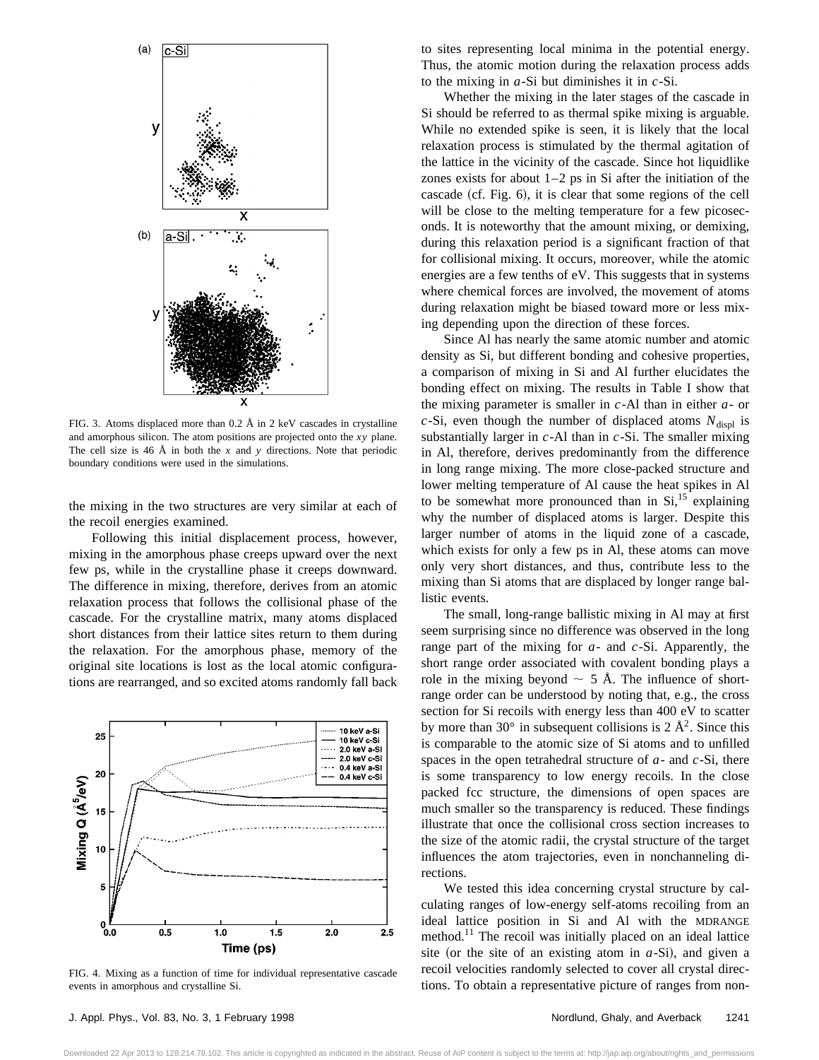(a) c-Si

y

x

(b) a-Si

y

x

FIG. 3. Atoms displaced more than 0.2 Å in 2 keV cascades in crystalline and amorphous silicon. The atom positions are projected onto the *xy* plane. The cell size is 46 Å in both the *x* and *y* directions. Note that periodic boundary conditions were used in the simulations.

the mixing in the two structures are very similar at each of the recoil energies examined.

Following this initial displacement process, however, mixing in the amorphous phase creeps upward over the next few ps, while in the crystalline phase it creeps downward. The difference in mixing, therefore, derives from an atomic relaxation process that follows the collisional phase of the cascade. For the crystalline matrix, many atoms displaced short distances from their lattice sites return to them during the relaxation. For the amorphous phase, memory of the original site locations is lost as the local atomic configurations are rearranged, and so excited atoms randomly fall back

Mixing Q (Å$^5$/eV)

Time (ps)

10 keV a-Si
10 keV c-Si
2.0 keV a-Si
2.0 keV c-Si
0.4 keV a-Si
0.4 keV c-Si

0
5
10
15
20
25

0.0
0.5
1.0
1.5
2.0
2.5

FIG. 4. Mixing as a function of time for individual representative cascade events in amorphous and crystalline Si.

to sites representing local minima in the potential energy. Thus, the atomic motion during the relaxation process adds to the mixing in *a*-Si but diminishes it in *c*-Si.

Whether the mixing in the later stages of the cascade in Si should be referred to as thermal spike mixing is arguable. While no extended spike is seen, it is likely that the local relaxation process is stimulated by the thermal agitation of the lattice in the vicinity of the cascade. Since hot liquidlike zones exists for about 1–2 ps in Si after the initiation of the cascade (cf. Fig. 6), it is clear that some regions of the cell will be close to the melting temperature for a few picoseconds. It is noteworthy that the amount mixing, or demixing, during this relaxation period is a significant fraction of that for collisional mixing. It occurs, moreover, while the atomic energies are a few tenths of eV. This suggests that in systems where chemical forces are involved, the movement of atoms during relaxation might be biased toward more or less mixing depending upon the direction of these forces.

Since Al has nearly the same atomic number and atomic density as Si, but different bonding and cohesive properties, a comparison of mixing in Si and Al further elucidates the bonding effect on mixing. The results in Table I show that the mixing parameter is smaller in *c*-Al than in either *a*- or *c*-Si, even though the number of displaced atoms $N_{\mathrm{displ}}$ is substantially larger in *c*-Al than in *c*-Si. The smaller mixing in Al, therefore, derives predominantly from the difference in long range mixing. The more close-packed structure and lower melting temperature of Al cause the heat spikes in Al to be somewhat more pronounced than in Si,[15] explaining why the number of displaced atoms is larger. Despite this larger number of atoms in the liquid zone of a cascade, which exists for only a few ps in Al, these atoms can move only very short distances, and thus, contribute less to the mixing than Si atoms that are displaced by longer range ballistic events.

The small, long-range ballistic mixing in Al may at first seem surprising since no difference was observed in the long range part of the mixing for *a*- and *c*-Si. Apparently, the short range order associated with covalent bonding plays a role in the mixing beyond $\sim$ 5 Å. The influence of short-range order can be understood by noting that, e.g., the cross section for Si recoils with energy less than 400 eV to scatter by more than 30° in subsequent collisions is 2 Å$^2$. Since this is comparable to the atomic size of Si atoms and to unfilled spaces in the open tetrahedral structure of *a*- and *c*-Si, there is some transparency to low energy recoils. In the close packed fcc structure, the dimensions of open spaces are much smaller so the transparency is reduced. These findings illustrate that once the collisional cross section increases to the size of the atomic radii, the crystal structure of the target influences the atom trajectories, even in nonchanneling directions.

We tested this idea concerning crystal structure by calculating ranges of low-energy self-atoms recoiling from an ideal lattice position in Si and Al with the MDRANGE method.[11] The recoil was initially placed on an ideal lattice site (or the site of an existing atom in *a*-Si), and given a recoil velocities randomly selected to cover all crystal directions. To obtain a representative picture of ranges from non-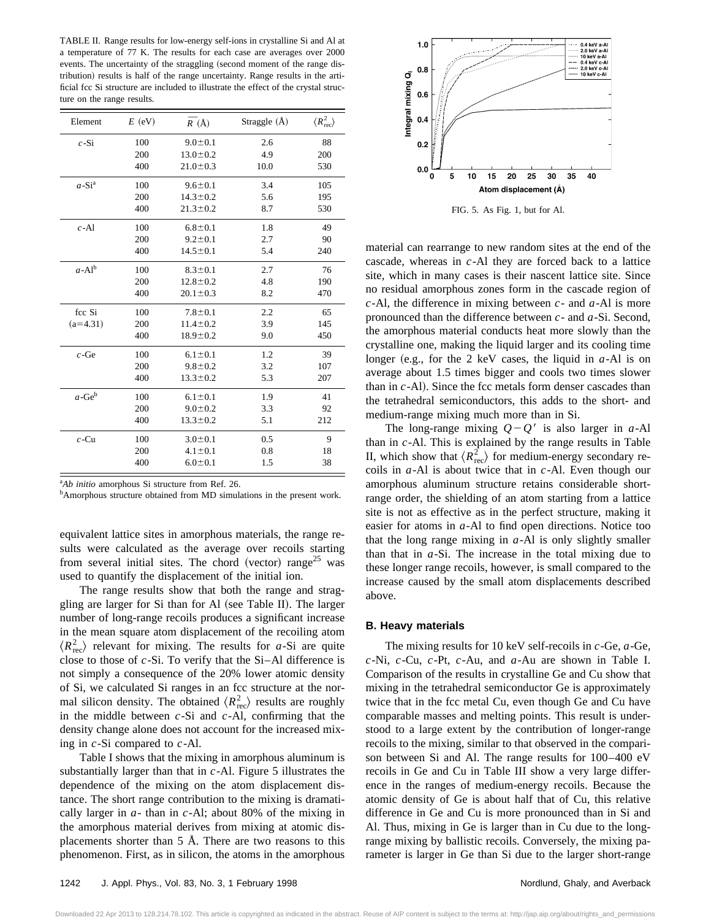TABLE II. Range results for low-energy self-ions in crystalline Si and Al at a temperature of 77 K. The results for each case are averages over 2000 events. The uncertainty of the straggling (second moment of the range distribution) results is half of the range uncertainty. Range results in the artificial fcc Si structure are included to illustrate the effect of the crystal structure on the range results.

| Element | $E$ (eV) | $\overline{R}$ (Å) | Straggle (Å) | $\langle R_{\mathrm{rec}}^2 \rangle$ |
|---|---|---|---|---|
| $c$-Si | 100 | $9.0 \pm 0.1$ | 2.6 | 88 |
| | 200 | $13.0 \pm 0.2$ | 4.9 | 200 |
| | 400 | $21.0 \pm 0.3$ | 10.0 | 530 |
| $a$-Si[a] | 100 | $9.6 \pm 0.1$ | 3.4 | 105 |
| | 200 | $14.3 \pm 0.2$ | 5.6 | 195 |
| | 400 | $21.3 \pm 0.2$ | 8.7 | 530 |
| $c$-Al | 100 | $6.8 \pm 0.1$ | 1.8 | 49 |
| | 200 | $9.2 \pm 0.1$ | 2.7 | 90 |
| | 400 | $14.5 \pm 0.1$ | 5.4 | 240 |
| $a$-Al[b] | 100 | $8.3 \pm 0.1$ | 2.7 | 76 |
| | 200 | $12.8 \pm 0.2$ | 4.8 | 190 |
| | 400 | $20.1 \pm 0.3$ | 8.2 | 470 |
| fcc Si ($a$=4.31) | 100 | $7.8 \pm 0.1$ | 2.2 | 65 |
| | 200 | $11.4 \pm 0.2$ | 3.9 | 145 |
| | 400 | $18.9 \pm 0.2$ | 9.0 | 450 |
| $c$-Ge | 100 | $6.1 \pm 0.1$ | 1.2 | 39 |
| | 200 | $9.8 \pm 0.2$ | 3.2 | 107 |
| | 400 | $13.3 \pm 0.2$ | 5.3 | 207 |
| $a$-Ge[b] | 100 | $6.1 \pm 0.1$ | 1.9 | 41 |
| | 200 | $9.0 \pm 0.2$ | 3.3 | 92 |
| | 400 | $13.3 \pm 0.2$ | 5.1 | 212 |
| $c$-Cu | 100 | $3.0 \pm 0.1$ | 0.5 | 9 |
| | 200 | $4.1 \pm 0.1$ | 0.8 | 18 |
| | 400 | $6.0 \pm 0.1$ | 1.5 | 38 |

[a]*Ab initio* amorphous Si structure from Ref. 26.

[b]Amorphous structure obtained from MD simulations in the present work.

equivalent lattice sites in amorphous materials, the range results were calculated as the average over recoils starting from several initial sites. The chord (vector) range[25] was used to quantify the displacement of the initial ion.

The range results show that both the range and straggling are larger for Si than for Al (see Table II). The larger number of long-range recoils produces a significant increase in the mean square atom displacement of the recoiling atom $\langle R_{\mathrm{rec}}^2 \rangle$ relevant for mixing. The results for $a$-Si are quite close to those of $c$-Si. To verify that the Si–Al difference is not simply a consequence of the 20% lower atomic density of Si, we calculated Si ranges in an fcc structure at the normal silicon density. The obtained $\langle R_{\mathrm{rec}}^2 \rangle$ results are roughly in the middle between $c$-Si and $c$-Al, confirming that the density change alone does not account for the increased mixing in $c$-Si compared to $c$-Al.

Table I shows that the mixing in amorphous aluminum is substantially larger than that in $c$-Al. Figure 5 illustrates the dependence of the mixing on the atom displacement distance. The short range contribution to the mixing is dramatically larger in $a$- than in $c$-Al; about 80% of the mixing in the amorphous material derives from mixing at atomic displacements shorter than 5 Å. There are two reasons to this phenomenon. First, as in silicon, the atoms in the amorphous

FIG. 5. As Fig. 1, but for Al.

material can rearrange to new random sites at the end of the cascade, whereas in $c$-Al they are forced back to a lattice site, which in many cases is their nascent lattice site. Since no residual amorphous zones form in the cascade region of $c$-Al, the difference in mixing between $c$- and $a$-Al is more pronounced than the difference between $c$- and $a$-Si. Second, the amorphous material conducts heat more slowly than the crystalline one, making the liquid larger and its cooling time longer (e.g., for the 2 keV cases, the liquid in $a$-Al is on average about 1.5 times bigger and cools two times slower than in $c$-Al). Since the fcc metals form denser cascades than the tetrahedral semiconductors, this adds to the short- and medium-range mixing much more than in Si.

The long-range mixing $Q-Q'$ is also larger in $a$-Al than in $c$-Al. This is explained by the range results in Table II, which show that $\langle R_{\mathrm{rec}}^2 \rangle$ for medium-energy secondary recoils in $a$-Al is about twice that in $c$-Al. Even though our amorphous aluminum structure retains considerable short-range order, the shielding of an atom starting from a lattice site is not as effective as in the perfect structure, making it easier for atoms in $a$-Al to find open directions. Notice too that the long range mixing in $a$-Al is only slightly smaller than that in $a$-Si. The increase in the total mixing due to these longer range recoils, however, is small compared to the increase caused by the small atom displacements described above.

### B. Heavy materials

The mixing results for 10 keV self-recoils in $c$-Ge, $a$-Ge, $c$-Ni, $c$-Cu, $c$-Pt, $c$-Au, and $a$-Au are shown in Table I. Comparison of the results in crystalline Ge and Cu show that mixing in the tetrahedral semiconductor Ge is approximately twice that in the fcc metal Cu, even though Ge and Cu have comparable masses and melting points. This result is understood to a large extent by the contribution of longer-range recoils to the mixing, similar to that observed in the comparison between Si and Al. The range results for 100–400 eV recoils in Ge and Cu in Table III show a very large difference in the ranges of medium-energy recoils. Because the atomic density of Ge is about half that of Cu, this relative difference in Ge and Cu is more pronounced than in Si and Al. Thus, mixing in Ge is larger than in Cu due to the long-range mixing by ballistic recoils. Conversely, the mixing parameter is larger in Ge than Si due to the larger short-range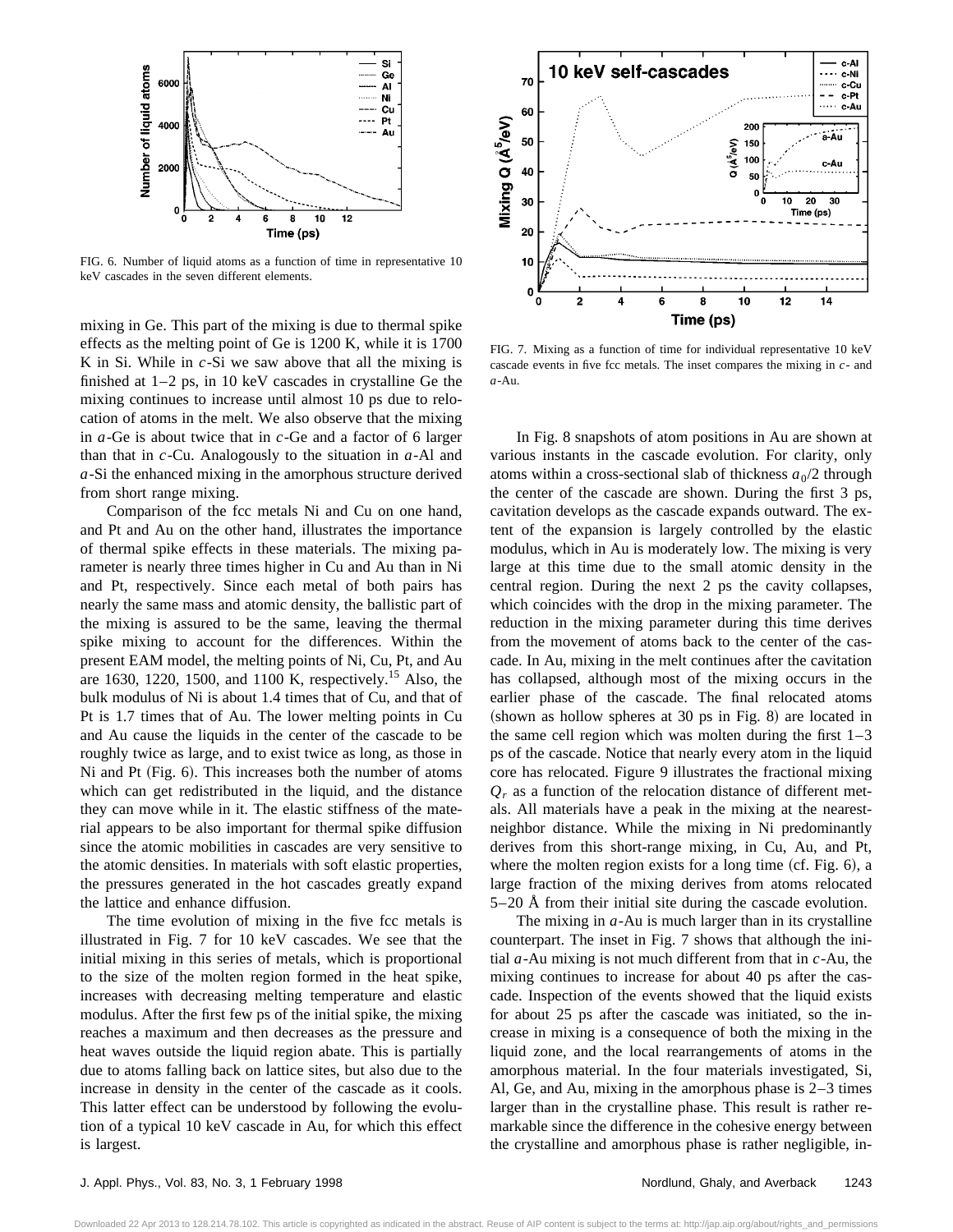FIG. 6. Number of liquid atoms as a function of time in representative 10 keV cascades in the seven different elements.

FIG. 7. Mixing as a function of time for individual representative 10 keV cascade events in five fcc metals. The inset compares the mixing in *c*- and *a*-Au.

mixing in Ge. This part of the mixing is due to thermal spike effects as the melting point of Ge is 1200 K, while it is 1700 K in Si. While in *c*-Si we saw above that all the mixing is finished at 1–2 ps, in 10 keV cascades in crystalline Ge the mixing continues to increase until almost 10 ps due to relocation of atoms in the melt. We also observe that the mixing in *a*-Ge is about twice that in *c*-Ge and a factor of 6 larger than that in *c*-Cu. Analogously to the situation in *a*-Al and *a*-Si the enhanced mixing in the amorphous structure derived from short range mixing.

Comparison of the fcc metals Ni and Cu on one hand, and Pt and Au on the other hand, illustrates the importance of thermal spike effects in these materials. The mixing parameter is nearly three times higher in Cu and Au than in Ni and Pt, respectively. Since each metal of both pairs has nearly the same mass and atomic density, the ballistic part of the mixing is assured to be the same, leaving the thermal spike mixing to account for the differences. Within the present EAM model, the melting points of Ni, Cu, Pt, and Au are 1630, 1220, 1500, and 1100 K, respectively.[15] Also, the bulk modulus of Ni is about 1.4 times that of Cu, and that of Pt is 1.7 times that of Au. The lower melting points in Cu and Au cause the liquids in the center of the cascade to be roughly twice as large, and to exist twice as long, as those in Ni and Pt (Fig. 6). This increases both the number of atoms which can get redistributed in the liquid, and the distance they can move while in it. The elastic stiffness of the material appears to be also important for thermal spike diffusion since the atomic mobilities in cascades are very sensitive to the atomic densities. In materials with soft elastic properties, the pressures generated in the hot cascades greatly expand the lattice and enhance diffusion.

The time evolution of mixing in the five fcc metals is illustrated in Fig. 7 for 10 keV cascades. We see that the initial mixing in this series of metals, which is proportional to the size of the molten region formed in the heat spike, increases with decreasing melting temperature and elastic modulus. After the first few ps of the initial spike, the mixing reaches a maximum and then decreases as the pressure and heat waves outside the liquid region abate. This is partially due to atoms falling back on lattice sites, but also due to the increase in density in the center of the cascade as it cools. This latter effect can be understood by following the evolution of a typical 10 keV cascade in Au, for which this effect is largest.

In Fig. 8 snapshots of atom positions in Au are shown at various instants in the cascade evolution. For clarity, only atoms within a cross-sectional slab of thickness $a_0/2$ through the center of the cascade are shown. During the first 3 ps, cavitation develops as the cascade expands outward. The extent of the expansion is largely controlled by the elastic modulus, which in Au is moderately low. The mixing is very large at this time due to the small atomic density in the central region. During the next 2 ps the cavity collapses, which coincides with the drop in the mixing parameter. The reduction in the mixing parameter during this time derives from the movement of atoms back to the center of the cascade. In Au, mixing in the melt continues after the cavitation has collapsed, although most of the mixing occurs in the earlier phase of the cascade. The final relocated atoms (shown as hollow spheres at 30 ps in Fig. 8) are located in the same cell region which was molten during the first 1–3 ps of the cascade. Notice that nearly every atom in the liquid core has relocated. Figure 9 illustrates the fractional mixing $Q_r$ as a function of the relocation distance of different metals. All materials have a peak in the mixing at the nearest-neighbor distance. While the mixing in Ni predominantly derives from this short-range mixing, in Cu, Au, and Pt, where the molten region exists for a long time (cf. Fig. 6), a large fraction of the mixing derives from atoms relocated 5–20 Å from their initial site during the cascade evolution.

The mixing in *a*-Au is much larger than in its crystalline counterpart. The inset in Fig. 7 shows that although the initial *a*-Au mixing is not much different from that in *c*-Au, the mixing continues to increase for about 40 ps after the cascade. Inspection of the events showed that the liquid exists for about 25 ps after the cascade was initiated, so the increase in mixing is a consequence of both the mixing in the liquid zone, and the local rearrangements of atoms in the amorphous material. In the four materials investigated, Si, Al, Ge, and Au, mixing in the amorphous phase is 2–3 times larger than in the crystalline phase. This result is rather remarkable since the difference in the cohesive energy between the crystalline and amorphous phase is rather negligible, in-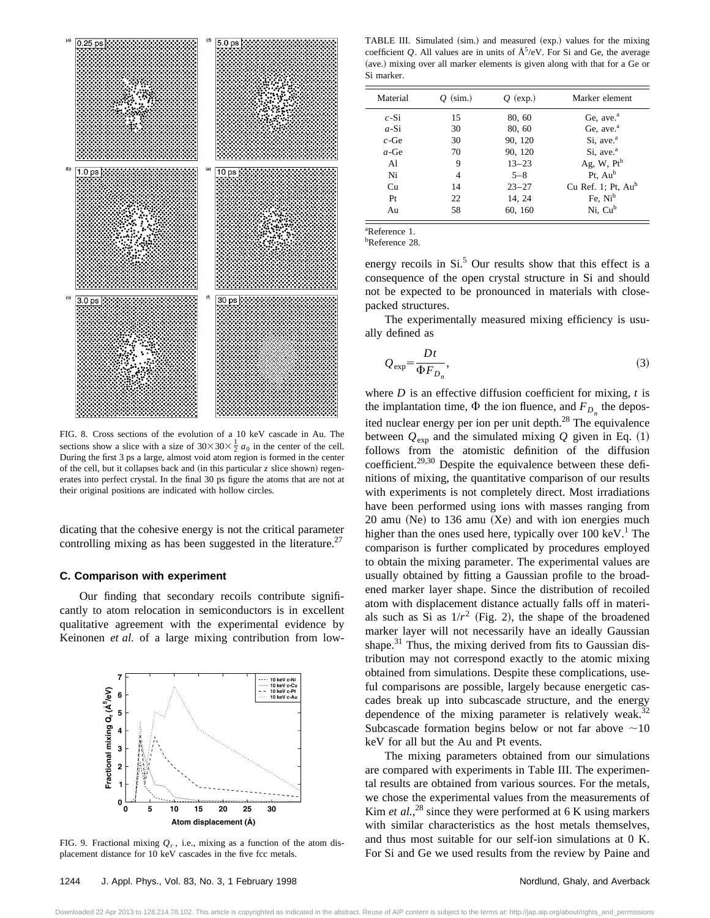FIG. 8. Cross sections of the evolution of a 10 keV cascade in Au. The sections show a slice with a size of $30\times30\times\frac{1}{2}\,a_0$ in the center of the cell. During the first 3 ps a large, almost void atom region is formed in the center of the cell, but it collapses back and (in this particular $z$ slice shown) regenerates into perfect crystal. In the final 30 ps figure the atoms that are not at their original positions are indicated with hollow circles.

dicating that the cohesive energy is not the critical parameter controlling mixing as has been suggested in the literature.[27]

### C. Comparison with experiment

Our finding that secondary recoils contribute significantly to atom relocation in semiconductors is in excellent qualitative agreement with the experimental evidence by Keinonen *et al.* of a large mixing contribution from low-energy recoils in Si.[5] Our results show that this effect is a consequence of the open crystal structure in Si and should not be expected to be pronounced in materials with close-packed structures.

FIG. 9. Fractional mixing $Q_r$, i.e., mixing as a function of the atom displacement distance for 10 keV cascades in the five fcc metals.

TABLE III. Simulated (sim.) and measured (exp.) values for the mixing coefficient $Q$. All values are in units of Å$^5$/eV. For Si and Ge, the average (ave.) mixing over all marker elements is given along with that for a Ge or Si marker.

| Material | $Q$ (sim.) | $Q$ (exp.) | Marker element |
|---|---|---|---|
| *c*-Si | 15 | 80, 60 | Ge, ave.[a] |
| *a*-Si | 30 | 80, 60 | Ge, ave.[a] |
| *c*-Ge | 30 | 90, 120 | Si, ave.[a] |
| *a*-Ge | 70 | 90, 120 | Si, ave.[a] |
| Al | 9 | 13–23 | Ag, W, Pt[b] |
| Ni | 4 | 5–8 | Pt, Au[b] |
| Cu | 14 | 23–27 | Cu Ref. 1; Pt, Au[b] |
| Pt | 22 | 14, 24 | Fe, Ni[b] |
| Au | 58 | 60, 160 | Ni, Cu[b] |

[a]Reference 1.
[b]Reference 28.

The experimentally measured mixing efficiency is usually defined as

$$Q_{\rm exp}=\frac{Dt}{\Phi F_{D_n}}, \tag{3}$$

where $D$ is an effective diffusion coefficient for mixing, $t$ is the implantation time, $\Phi$ the ion fluence, and $F_{D_n}$ the deposited nuclear energy per ion per unit depth.[28] The equivalence between $Q_{\rm exp}$ and the simulated mixing $Q$ given in Eq. (1) follows from the atomistic definition of the diffusion coefficient.[29,30] Despite the equivalence between these definitions of mixing, the quantitative comparison of our results with experiments is not completely direct. Most irradiations have been performed using ions with masses ranging from 20 amu (Ne) to 136 amu (Xe) and with ion energies much higher than the ones used here, typically over 100 keV.[1] The comparison is further complicated by procedures employed to obtain the mixing parameter. The experimental values are usually obtained by fitting a Gaussian profile to the broadened marker layer shape. Since the distribution of recoiled atom with displacement distance actually falls off in materials such as Si as $1/r^2$ (Fig. 2), the shape of the broadened marker layer will not necessarily have an ideally Gaussian shape.[31] Thus, the mixing derived from fits to Gaussian distribution may not correspond exactly to the atomic mixing obtained from simulations. Despite these complications, useful comparisons are possible, largely because energetic cascades break up into subcascade structure, and the energy dependence of the mixing parameter is relatively weak.[32] Subcascade formation begins below or not far above $\sim$10 keV for all but the Au and Pt events.

The mixing parameters obtained from our simulations are compared with experiments in Table III. The experimental results are obtained from various sources. For the metals, we chose the experimental values from the measurements of Kim *et al.*,[28] since they were performed at 6 K using markers with similar characteristics as the host metals themselves, and thus most suitable for our self-ion simulations at 0 K. For Si and Ge we used results from the review by Paine and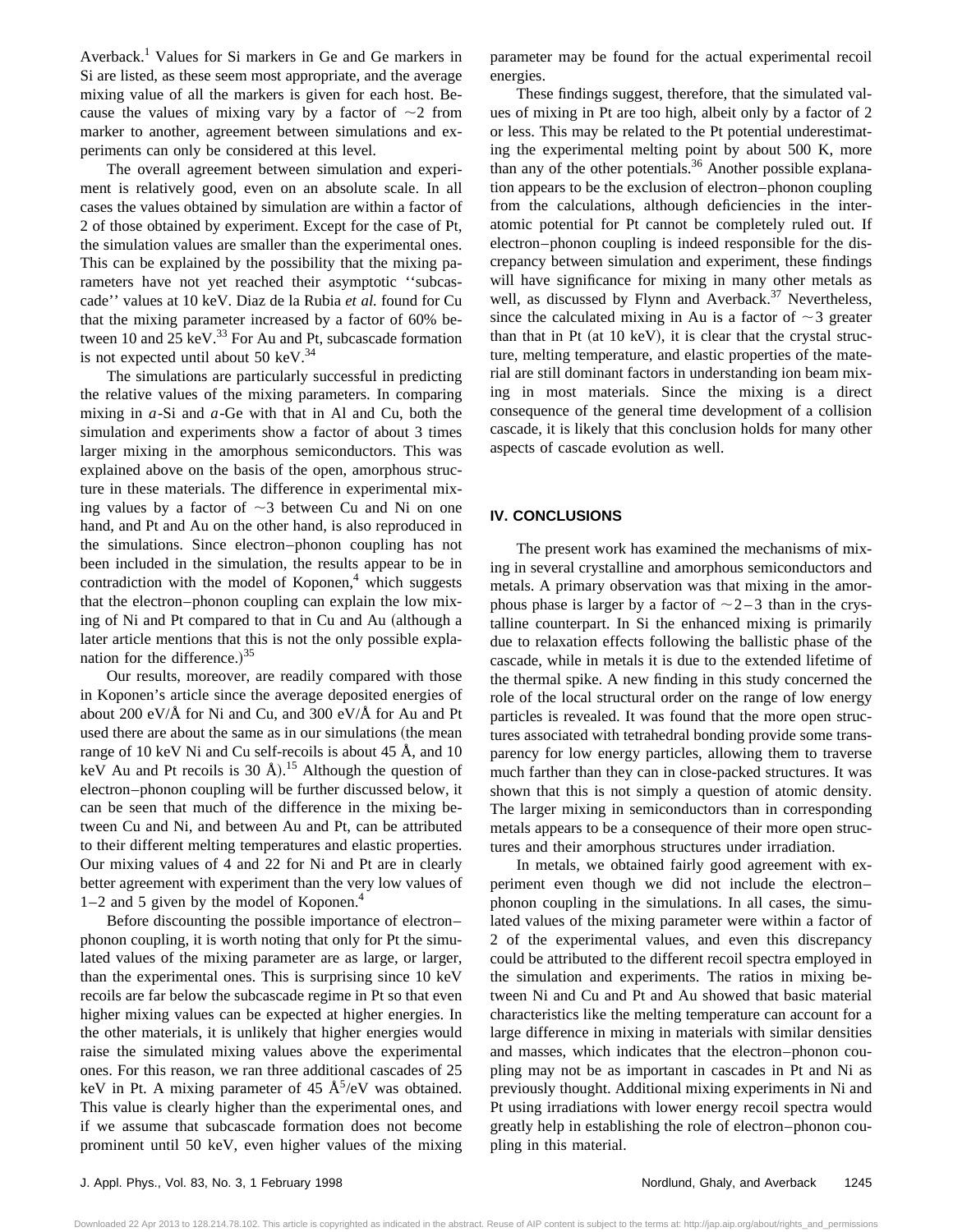Averback.[1] Values for Si markers in Ge and Ge markers in Si are listed, as these seem most appropriate, and the average mixing value of all the markers is given for each host. Because the values of mixing vary by a factor of $\sim$2 from marker to another, agreement between simulations and experiments can only be considered at this level.

The overall agreement between simulation and experiment is relatively good, even on an absolute scale. In all cases the values obtained by simulation are within a factor of 2 of those obtained by experiment. Except for the case of Pt, the simulation values are smaller than the experimental ones. This can be explained by the possibility that the mixing parameters have not yet reached their asymptotic ''subcascade'' values at 10 keV. Diaz de la Rubia *et al.* found for Cu that the mixing parameter increased by a factor of 60% between 10 and 25 keV.[33] For Au and Pt, subcascade formation is not expected until about 50 keV.[34]

The simulations are particularly successful in predicting the relative values of the mixing parameters. In comparing mixing in *a*-Si and *a*-Ge with that in Al and Cu, both the simulation and experiments show a factor of about 3 times larger mixing in the amorphous semiconductors. This was explained above on the basis of the open, amorphous structure in these materials. The difference in experimental mixing values by a factor of $\sim$3 between Cu and Ni on one hand, and Pt and Au on the other hand, is also reproduced in the simulations. Since electron–phonon coupling has not been included in the simulation, the results appear to be in contradiction with the model of Koponen,[4] which suggests that the electron–phonon coupling can explain the low mixing of Ni and Pt compared to that in Cu and Au (although a later article mentions that this is not the only possible explanation for the difference.)[35]

Our results, moreover, are readily compared with those in Koponen's article since the average deposited energies of about 200 eV/Å for Ni and Cu, and 300 eV/Å for Au and Pt used there are about the same as in our simulations (the mean range of 10 keV Ni and Cu self-recoils is about 45 Å, and 10 keV Au and Pt recoils is 30 Å).[15] Although the question of electron–phonon coupling will be further discussed below, it can be seen that much of the difference in the mixing between Cu and Ni, and between Au and Pt, can be attributed to their different melting temperatures and elastic properties. Our mixing values of 4 and 22 for Ni and Pt are in clearly better agreement with experiment than the very low values of 1–2 and 5 given by the model of Koponen.[4]

Before discounting the possible importance of electron–phonon coupling, it is worth noting that only for Pt the simulated values of the mixing parameter are as large, or larger, than the experimental ones. This is surprising since 10 keV recoils are far below the subcascade regime in Pt so that even higher mixing values can be expected at higher energies. In the other materials, it is unlikely that higher energies would raise the simulated mixing values above the experimental ones. For this reason, we ran three additional cascades of 25 keV in Pt. A mixing parameter of 45 $\text{Å}^5$/eV was obtained. This value is clearly higher than the experimental ones, and if we assume that subcascade formation does not become prominent until 50 keV, even higher values of the mixing parameter may be found for the actual experimental recoil energies.

These findings suggest, therefore, that the simulated values of mixing in Pt are too high, albeit only by a factor of 2 or less. This may be related to the Pt potential underestimating the experimental melting point by about 500 K, more than any of the other potentials.[36] Another possible explanation appears to be the exclusion of electron–phonon coupling from the calculations, although deficiencies in the interatomic potential for Pt cannot be completely ruled out. If electron–phonon coupling is indeed responsible for the discrepancy between simulation and experiment, these findings will have significance for mixing in many other metals as well, as discussed by Flynn and Averback.[37] Nevertheless, since the calculated mixing in Au is a factor of $\sim$3 greater than that in Pt (at 10 keV), it is clear that the crystal structure, melting temperature, and elastic properties of the material are still dominant factors in understanding ion beam mixing in most materials. Since the mixing is a direct consequence of the general time development of a collision cascade, it is likely that this conclusion holds for many other aspects of cascade evolution as well.

## IV. CONCLUSIONS

The present work has examined the mechanisms of mixing in several crystalline and amorphous semiconductors and metals. A primary observation was that mixing in the amorphous phase is larger by a factor of $\sim$2–3 than in the crystalline counterpart. In Si the enhanced mixing is primarily due to relaxation effects following the ballistic phase of the cascade, while in metals it is due to the extended lifetime of the thermal spike. A new finding in this study concerned the role of the local structural order on the range of low energy particles is revealed. It was found that the more open structures associated with tetrahedral bonding provide some transparency for low energy particles, allowing them to traverse much farther than they can in close-packed structures. It was shown that this is not simply a question of atomic density. The larger mixing in semiconductors than in corresponding metals appears to be a consequence of their more open structures and their amorphous structures under irradiation.

In metals, we obtained fairly good agreement with experiment even though we did not include the electron–phonon coupling in the simulations. In all cases, the simulated values of the mixing parameter were within a factor of 2 of the experimental values, and even this discrepancy could be attributed to the different recoil spectra employed in the simulation and experiments. The ratios in mixing between Ni and Cu and Pt and Au showed that basic material characteristics like the melting temperature can account for a large difference in mixing in materials with similar densities and masses, which indicates that the electron–phonon coupling may not be as important in cascades in Pt and Ni as previously thought. Additional mixing experiments in Ni and Pt using irradiations with lower energy recoil spectra would greatly help in establishing the role of electron–phonon coupling in this material.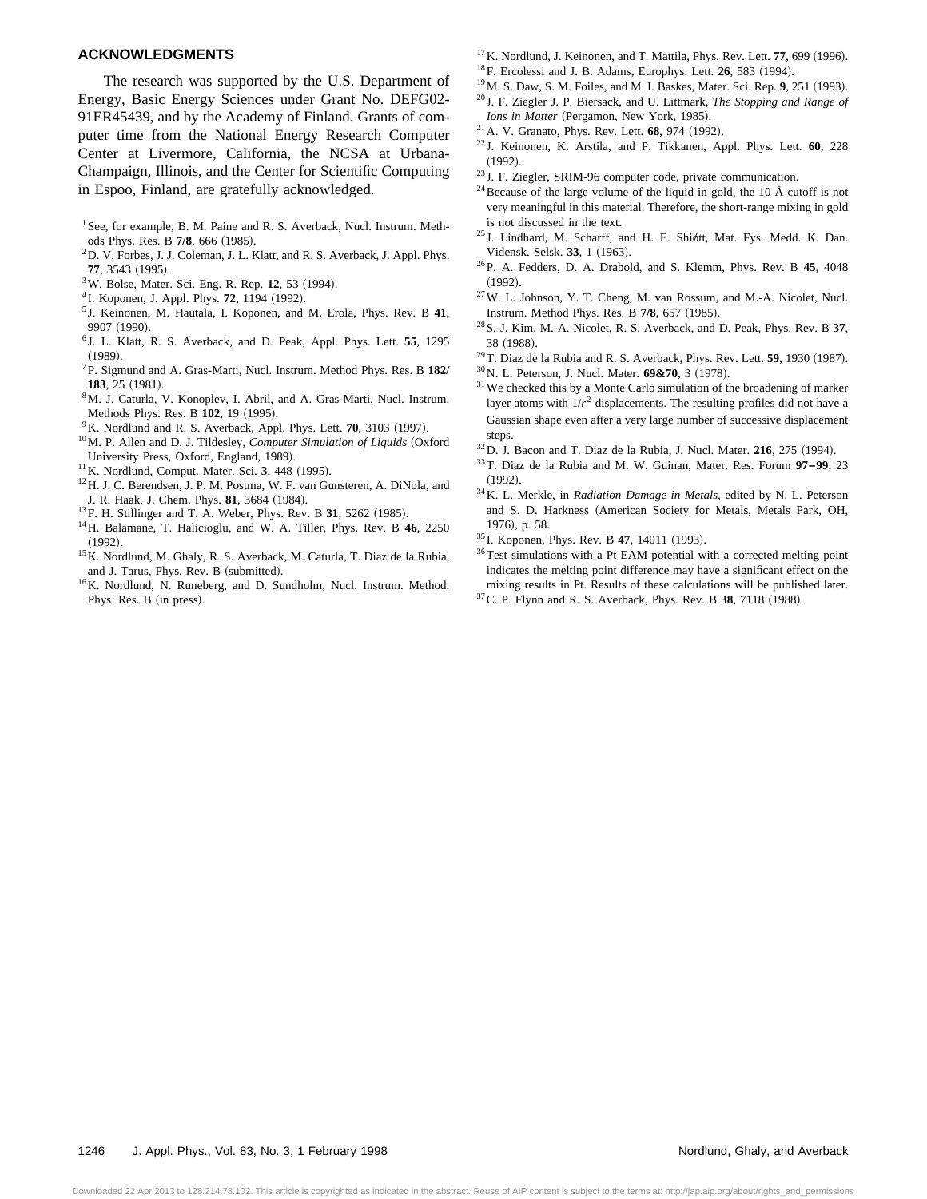## ACKNOWLEDGMENTS

The research was supported by the U.S. Department of Energy, Basic Energy Sciences under Grant No. DEFG02-91ER45439, and by the Academy of Finland. Grants of computer time from the National Energy Research Computer Center at Livermore, California, the NCSA at Urbana-Champaign, Illinois, and the Center for Scientific Computing in Espoo, Finland, are gratefully acknowledged.

[1] See, for example, B. M. Paine and R. S. Averback, Nucl. Instrum. Methods Phys. Res. B **7/8**, 666 (1985).

[2] D. V. Forbes, J. J. Coleman, J. L. Klatt, and R. S. Averback, J. Appl. Phys. **77**, 3543 (1995).

[3] W. Bolse, Mater. Sci. Eng. R. Rep. **12**, 53 (1994).

[4] I. Koponen, J. Appl. Phys. **72**, 1194 (1992).

[5] J. Keinonen, M. Hautala, I. Koponen, and M. Erola, Phys. Rev. B **41**, 9907 (1990).

[6] J. L. Klatt, R. S. Averback, and D. Peak, Appl. Phys. Lett. **55**, 1295 (1989).

[7] P. Sigmund and A. Gras-Marti, Nucl. Instrum. Method Phys. Res. B **182/183**, 25 (1981).

[8] M. J. Caturla, V. Konoplev, I. Abril, and A. Gras-Marti, Nucl. Instrum. Methods Phys. Res. B **102**, 19 (1995).

[9] K. Nordlund and R. S. Averback, Appl. Phys. Lett. **70**, 3103 (1997).

[10] M. P. Allen and D. J. Tildesley, *Computer Simulation of Liquids* (Oxford University Press, Oxford, England, 1989).

[11] K. Nordlund, Comput. Mater. Sci. **3**, 448 (1995).

[12] H. J. C. Berendsen, J. P. M. Postma, W. F. van Gunsteren, A. DiNola, and J. R. Haak, J. Chem. Phys. **81**, 3684 (1984).

[13] F. H. Stillinger and T. A. Weber, Phys. Rev. B **31**, 5262 (1985).

[14] H. Balamane, T. Halicioglu, and W. A. Tiller, Phys. Rev. B **46**, 2250 (1992).

[15] K. Nordlund, M. Ghaly, R. S. Averback, M. Caturla, T. Diaz de la Rubia, and J. Tarus, Phys. Rev. B (submitted).

[16] K. Nordlund, N. Runeberg, and D. Sundholm, Nucl. Instrum. Method. Phys. Res. B (in press).

[17] K. Nordlund, J. Keinonen, and T. Mattila, Phys. Rev. Lett. **77**, 699 (1996).

[18] F. Ercolessi and J. B. Adams, Europhys. Lett. **26**, 583 (1994).

[19] M. S. Daw, S. M. Foiles, and M. I. Baskes, Mater. Sci. Rep. **9**, 251 (1993).

[20] J. F. Ziegler J. P. Biersack, and U. Littmark, *The Stopping and Range of Ions in Matter* (Pergamon, New York, 1985).

[21] A. V. Granato, Phys. Rev. Lett. **68**, 974 (1992).

[22] J. Keinonen, K. Arstila, and P. Tikkanen, Appl. Phys. Lett. **60**, 228 (1992).

[23] J. F. Ziegler, SRIM-96 computer code, private communication.

[24] Because of the large volume of the liquid in gold, the 10 Å cutoff is not very meaningful in this material. Therefore, the short-range mixing in gold is not discussed in the text.

[25] J. Lindhard, M. Scharff, and H. E. Shiøtt, Mat. Fys. Medd. K. Dan. Vidensk. Selsk. **33**, 1 (1963).

[26] P. A. Fedders, D. A. Drabold, and S. Klemm, Phys. Rev. B **45**, 4048 (1992).

[27] W. L. Johnson, Y. T. Cheng, M. van Rossum, and M.-A. Nicolet, Nucl. Instrum. Method Phys. Res. B **7/8**, 657 (1985).

[28] S.-J. Kim, M.-A. Nicolet, R. S. Averback, and D. Peak, Phys. Rev. B **37**, 38 (1988).

[29] T. Diaz de la Rubia and R. S. Averback, Phys. Rev. Lett. **59**, 1930 (1987).

[30] N. L. Peterson, J. Nucl. Mater. **69&70**, 3 (1978).

[31] We checked this by a Monte Carlo simulation of the broadening of marker layer atoms with $1/r^2$ displacements. The resulting profiles did not have a Gaussian shape even after a very large number of successive displacement steps.

[32] D. J. Bacon and T. Diaz de la Rubia, J. Nucl. Mater. **216**, 275 (1994).

[33] T. Diaz de la Rubia and M. W. Guinan, Mater. Res. Forum **97–99**, 23 (1992).

[34] K. L. Merkle, in *Radiation Damage in Metals*, edited by N. L. Peterson and S. D. Harkness (American Society for Metals, Metals Park, OH, 1976), p. 58.

[35] I. Koponen, Phys. Rev. B **47**, 14011 (1993).

[36] Test simulations with a Pt EAM potential with a corrected melting point indicates the melting point difference may have a significant effect on the mixing results in Pt. Results of these calculations will be published later.

[37] C. P. Flynn and R. S. Averback, Phys. Rev. B **38**, 7118 (1988).